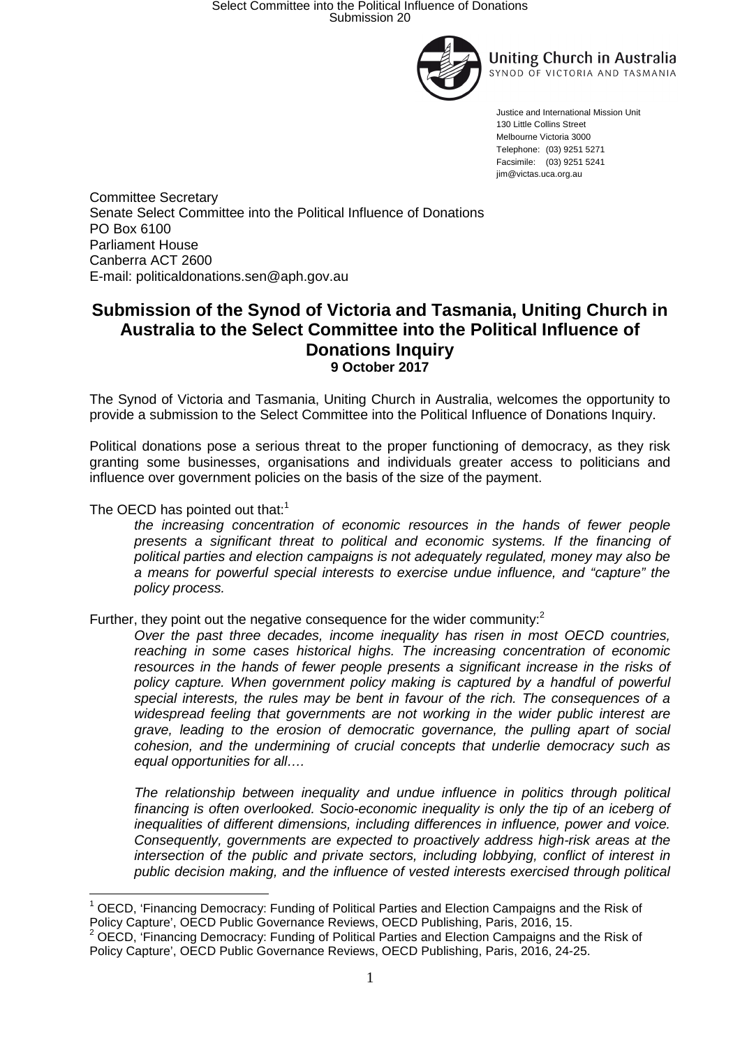Uniting Church in Australia
SYNOD OF VICTORIA AND TASMANIA

Justice and International Mission Unit
130 Little Collins Street
Melbourne Victoria 3000
Telephone: (03) 9251 5271
Facsimile: (03) 9251 5241
jim@victas.uca.org.au

Committee Secretary
Senate Select Committee into the Political Influence of Donations
PO Box 6100
Parliament House
Canberra ACT 2600
E-mail: politicaldonations.sen@aph.gov.au

# Submission of the Synod of Victoria and Tasmania, Uniting Church in Australia to the Select Committee into the Political Influence of Donations Inquiry

**9 October 2017**

The Synod of Victoria and Tasmania, Uniting Church in Australia, welcomes the opportunity to provide a submission to the Select Committee into the Political Influence of Donations Inquiry.

Political donations pose a serious threat to the proper functioning of democracy, as they risk granting some businesses, organisations and individuals greater access to politicians and influence over government policies on the basis of the size of the payment.

The OECD has pointed out that:[1]

> *the increasing concentration of economic resources in the hands of fewer people presents a significant threat to political and economic systems. If the financing of political parties and election campaigns is not adequately regulated, money may also be a means for powerful special interests to exercise undue influence, and "capture" the policy process.*

Further, they point out the negative consequence for the wider community:[2]

> *Over the past three decades, income inequality has risen in most OECD countries, reaching in some cases historical highs. The increasing concentration of economic resources in the hands of fewer people presents a significant increase in the risks of policy capture. When government policy making is captured by a handful of powerful special interests, the rules may be bent in favour of the rich. The consequences of a widespread feeling that governments are not working in the wider public interest are grave, leading to the erosion of democratic governance, the pulling apart of social cohesion, and the undermining of crucial concepts that underlie democracy such as equal opportunities for all….*
>
> *The relationship between inequality and undue influence in politics through political financing is often overlooked. Socio-economic inequality is only the tip of an iceberg of inequalities of different dimensions, including differences in influence, power and voice. Consequently, governments are expected to proactively address high-risk areas at the intersection of the public and private sectors, including lobbying, conflict of interest in public decision making, and the influence of vested interests exercised through political*

---

[1] OECD, 'Financing Democracy: Funding of Political Parties and Election Campaigns and the Risk of Policy Capture', OECD Public Governance Reviews, OECD Publishing, Paris, 2016, 15.

[2] OECD, 'Financing Democracy: Funding of Political Parties and Election Campaigns and the Risk of Policy Capture', OECD Public Governance Reviews, OECD Publishing, Paris, 2016, 24-25.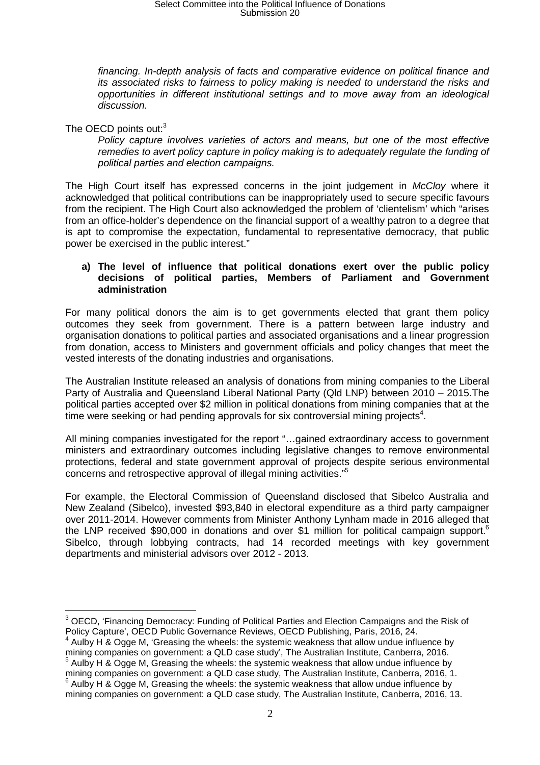*financing. In-depth analysis of facts and comparative evidence on political finance and its associated risks to fairness to policy making is needed to understand the risks and opportunities in different institutional settings and to move away from an ideological discussion.*

The OECD points out:[3]

> *Policy capture involves varieties of actors and means, but one of the most effective remedies to avert policy capture in policy making is to adequately regulate the funding of political parties and election campaigns.*

The High Court itself has expressed concerns in the joint judgement in *McCloy* where it acknowledged that political contributions can be inappropriately used to secure specific favours from the recipient. The High Court also acknowledged the problem of 'clientelism' which "arises from an office-holder's dependence on the financial support of a wealthy patron to a degree that is apt to compromise the expectation, fundamental to representative democracy, that public power be exercised in the public interest."

**a) The level of influence that political donations exert over the public policy decisions of political parties, Members of Parliament and Government administration**

For many political donors the aim is to get governments elected that grant them policy outcomes they seek from government. There is a pattern between large industry and organisation donations to political parties and associated organisations and a linear progression from donation, access to Ministers and government officials and policy changes that meet the vested interests of the donating industries and organisations.

The Australian Institute released an analysis of donations from mining companies to the Liberal Party of Australia and Queensland Liberal National Party (Qld LNP) between 2010 – 2015.The political parties accepted over $2 million in political donations from mining companies that at the time were seeking or had pending approvals for six controversial mining projects[4].

All mining companies investigated for the report "…gained extraordinary access to government ministers and extraordinary outcomes including legislative changes to remove environmental protections, federal and state government approval of projects despite serious environmental concerns and retrospective approval of illegal mining activities."[5]

For example, the Electoral Commission of Queensland disclosed that Sibelco Australia and New Zealand (Sibelco), invested $93,840 in electoral expenditure as a third party campaigner over 2011-2014. However comments from Minister Anthony Lynham made in 2016 alleged that the LNP received $90,000 in donations and over $1 million for political campaign support.[6] Sibelco, through lobbying contracts, had 14 recorded meetings with key government departments and ministerial advisors over 2012 - 2013.

---

[3] OECD, 'Financing Democracy: Funding of Political Parties and Election Campaigns and the Risk of Policy Capture', OECD Public Governance Reviews, OECD Publishing, Paris, 2016, 24.

[4] Aulby H & Ogge M, 'Greasing the wheels: the systemic weakness that allow undue influence by mining companies on government: a QLD case study', The Australian Institute, Canberra, 2016.

[5] Aulby H & Ogge M, Greasing the wheels: the systemic weakness that allow undue influence by mining companies on government: a QLD case study, The Australian Institute, Canberra, 2016, 1.

[6] Aulby H & Ogge M, Greasing the wheels: the systemic weakness that allow undue influence by mining companies on government: a QLD case study, The Australian Institute, Canberra, 2016, 13.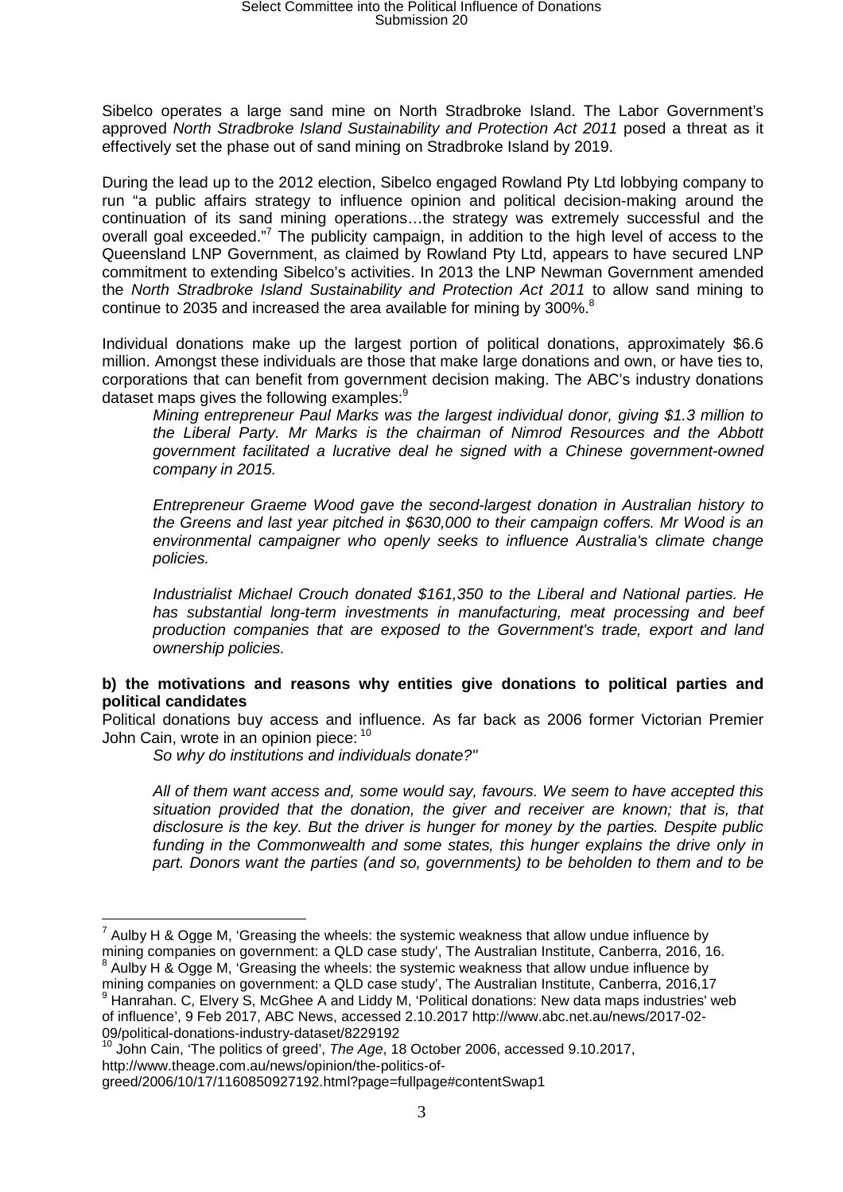Sibelco operates a large sand mine on North Stradbroke Island. The Labor Government's approved *North Stradbroke Island Sustainability and Protection Act 2011* posed a threat as it effectively set the phase out of sand mining on Stradbroke Island by 2019.

During the lead up to the 2012 election, Sibelco engaged Rowland Pty Ltd lobbying company to run "a public affairs strategy to influence opinion and political decision-making around the continuation of its sand mining operations…the strategy was extremely successful and the overall goal exceeded."[7] The publicity campaign, in addition to the high level of access to the Queensland LNP Government, as claimed by Rowland Pty Ltd, appears to have secured LNP commitment to extending Sibelco's activities. In 2013 the LNP Newman Government amended the *North Stradbroke Island Sustainability and Protection Act 2011* to allow sand mining to continue to 2035 and increased the area available for mining by 300%.[8]

Individual donations make up the largest portion of political donations, approximately $6.6 million. Amongst these individuals are those that make large donations and own, or have ties to, corporations that can benefit from government decision making. The ABC's industry donations dataset maps gives the following examples:[9]

> *Mining entrepreneur Paul Marks was the largest individual donor, giving $1.3 million to the Liberal Party. Mr Marks is the chairman of Nimrod Resources and the Abbott government facilitated a lucrative deal he signed with a Chinese government-owned company in 2015.*
>
> *Entrepreneur Graeme Wood gave the second-largest donation in Australian history to the Greens and last year pitched in $630,000 to their campaign coffers. Mr Wood is an environmental campaigner who openly seeks to influence Australia's climate change policies.*
>
> *Industrialist Michael Crouch donated $161,350 to the Liberal and National parties. He has substantial long-term investments in manufacturing, meat processing and beef production companies that are exposed to the Government's trade, export and land ownership policies.*

**b) the motivations and reasons why entities give donations to political parties and political candidates**

Political donations buy access and influence. As far back as 2006 former Victorian Premier John Cain, wrote in an opinion piece: [10]

> *So why do institutions and individuals donate?"*
>
> *All of them want access and, some would say, favours. We seem to have accepted this situation provided that the donation, the giver and receiver are known; that is, that disclosure is the key. But the driver is hunger for money by the parties. Despite public funding in the Commonwealth and some states, this hunger explains the drive only in part. Donors want the parties (and so, governments) to be beholden to them and to be*

---

[7] Aulby H & Ogge M, 'Greasing the wheels: the systemic weakness that allow undue influence by mining companies on government: a QLD case study', The Australian Institute, Canberra, 2016, 16.

[8] Aulby H & Ogge M, 'Greasing the wheels: the systemic weakness that allow undue influence by mining companies on government: a QLD case study', The Australian Institute, Canberra, 2016,17

[9] Hanrahan. C, Elvery S, McGhee A and Liddy M, 'Political donations: New data maps industries' web of influence', 9 Feb 2017, ABC News, accessed 2.10.2017 http://www.abc.net.au/news/2017-02-09/political-donations-industry-dataset/8229192

[10] John Cain, 'The politics of greed', *The Age*, 18 October 2006, accessed 9.10.2017, http://www.theage.com.au/news/opinion/the-politics-of-greed/2006/10/17/1160850927192.html?page=fullpage#contentSwap1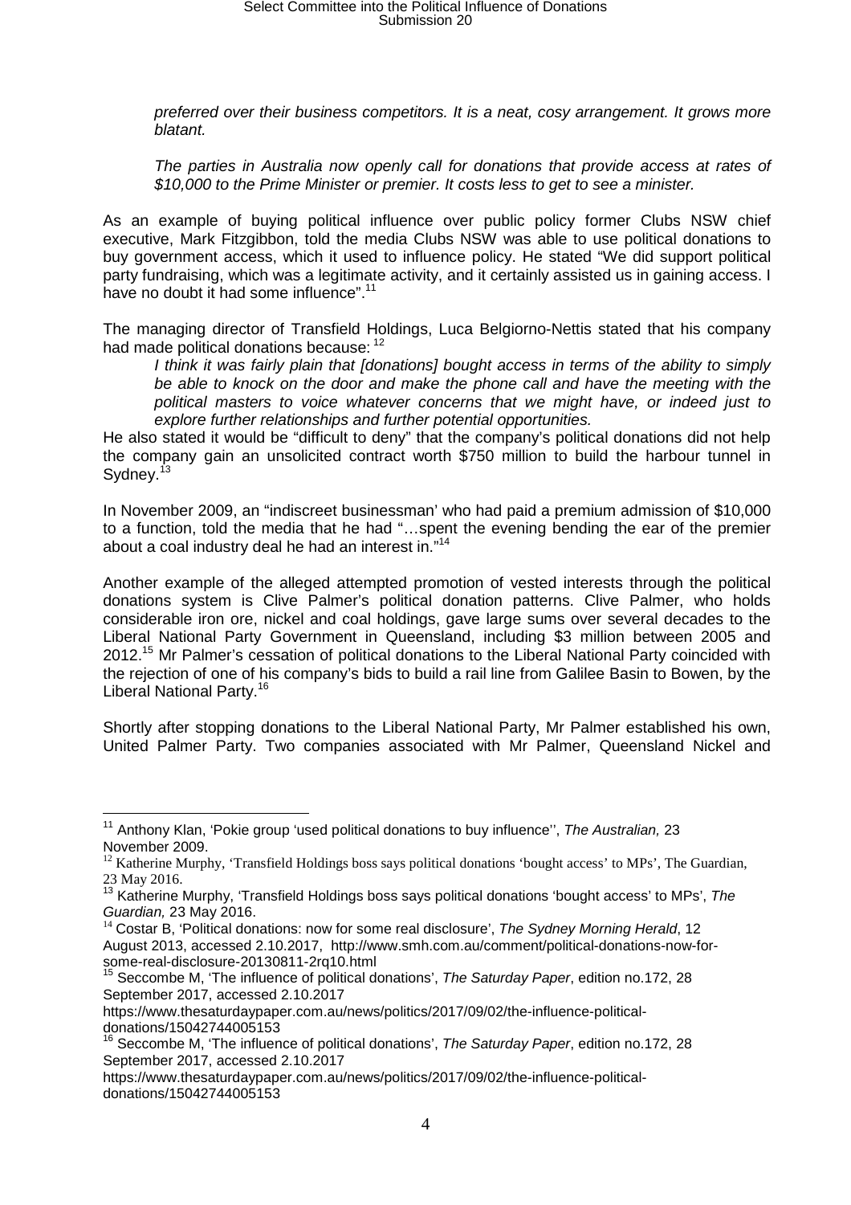*preferred over their business competitors. It is a neat, cosy arrangement. It grows more blatant.*

*The parties in Australia now openly call for donations that provide access at rates of $10,000 to the Prime Minister or premier. It costs less to get to see a minister.*

As an example of buying political influence over public policy former Clubs NSW chief executive, Mark Fitzgibbon, told the media Clubs NSW was able to use political donations to buy government access, which it used to influence policy. He stated "We did support political party fundraising, which was a legitimate activity, and it certainly assisted us in gaining access. I have no doubt it had some influence".[11]

The managing director of Transfield Holdings, Luca Belgiorno-Nettis stated that his company had made political donations because: [12]

*I think it was fairly plain that [donations] bought access in terms of the ability to simply be able to knock on the door and make the phone call and have the meeting with the political masters to voice whatever concerns that we might have, or indeed just to explore further relationships and further potential opportunities.*

He also stated it would be "difficult to deny" that the company's political donations did not help the company gain an unsolicited contract worth $750 million to build the harbour tunnel in Sydney.[13]

In November 2009, an "indiscreet businessman' who had paid a premium admission of $10,000 to a function, told the media that he had "…spent the evening bending the ear of the premier about a coal industry deal he had an interest in."[14]

Another example of the alleged attempted promotion of vested interests through the political donations system is Clive Palmer's political donation patterns. Clive Palmer, who holds considerable iron ore, nickel and coal holdings, gave large sums over several decades to the Liberal National Party Government in Queensland, including $3 million between 2005 and 2012.[15] Mr Palmer's cessation of political donations to the Liberal National Party coincided with the rejection of one of his company's bids to build a rail line from Galilee Basin to Bowen, by the Liberal National Party.[16]

Shortly after stopping donations to the Liberal National Party, Mr Palmer established his own, United Palmer Party. Two companies associated with Mr Palmer, Queensland Nickel and

---

[11] Anthony Klan, 'Pokie group 'used political donations to buy influence'', *The Australian,* 23 November 2009.

[12] Katherine Murphy, 'Transfield Holdings boss says political donations 'bought access' to MPs', The Guardian, 23 May 2016.

[13] Katherine Murphy, 'Transfield Holdings boss says political donations 'bought access' to MPs', *The Guardian,* 23 May 2016.

[14] Costar B, 'Political donations: now for some real disclosure', *The Sydney Morning Herald*, 12 August 2013, accessed 2.10.2017, http://www.smh.com.au/comment/political-donations-now-for-some-real-disclosure-20130811-2rq10.html

[15] Seccombe M, 'The influence of political donations', *The Saturday Paper*, edition no.172, 28 September 2017, accessed 2.10.2017 https://www.thesaturdaypaper.com.au/news/politics/2017/09/02/the-influence-political-donations/15042744005153

[16] Seccombe M, 'The influence of political donations', *The Saturday Paper*, edition no.172, 28 September 2017, accessed 2.10.2017 https://www.thesaturdaypaper.com.au/news/politics/2017/09/02/the-influence-political-donations/15042744005153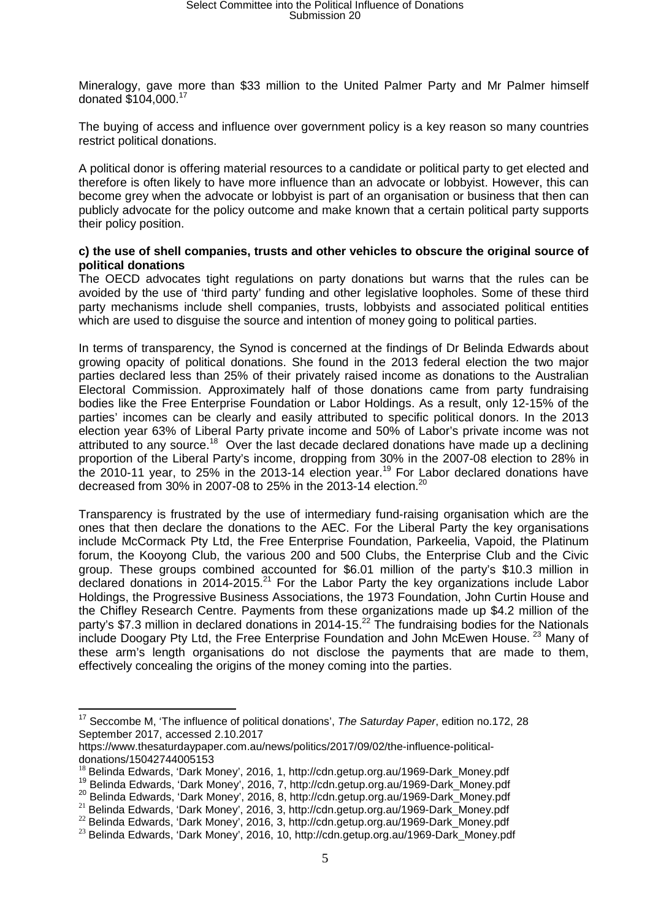Mineralogy, gave more than $33 million to the United Palmer Party and Mr Palmer himself donated $104,000.[17]

The buying of access and influence over government policy is a key reason so many countries restrict political donations.

A political donor is offering material resources to a candidate or political party to get elected and therefore is often likely to have more influence than an advocate or lobbyist. However, this can become grey when the advocate or lobbyist is part of an organisation or business that then can publicly advocate for the policy outcome and make known that a certain political party supports their policy position.

**c) the use of shell companies, trusts and other vehicles to obscure the original source of political donations**

The OECD advocates tight regulations on party donations but warns that the rules can be avoided by the use of 'third party' funding and other legislative loopholes. Some of these third party mechanisms include shell companies, trusts, lobbyists and associated political entities which are used to disguise the source and intention of money going to political parties.

In terms of transparency, the Synod is concerned at the findings of Dr Belinda Edwards about growing opacity of political donations. She found in the 2013 federal election the two major parties declared less than 25% of their privately raised income as donations to the Australian Electoral Commission. Approximately half of those donations came from party fundraising bodies like the Free Enterprise Foundation or Labor Holdings. As a result, only 12-15% of the parties' incomes can be clearly and easily attributed to specific political donors. In the 2013 election year 63% of Liberal Party private income and 50% of Labor's private income was not attributed to any source.[18] Over the last decade declared donations have made up a declining proportion of the Liberal Party's income, dropping from 30% in the 2007-08 election to 28% in the 2010-11 year, to 25% in the 2013-14 election year.[19] For Labor declared donations have decreased from 30% in 2007-08 to 25% in the 2013-14 election.[20]

Transparency is frustrated by the use of intermediary fund-raising organisation which are the ones that then declare the donations to the AEC. For the Liberal Party the key organisations include McCormack Pty Ltd, the Free Enterprise Foundation, Parkeelia, Vapoid, the Platinum forum, the Kooyong Club, the various 200 and 500 Clubs, the Enterprise Club and the Civic group. These groups combined accounted for $6.01 million of the party's $10.3 million in declared donations in 2014-2015.[21] For the Labor Party the key organizations include Labor Holdings, the Progressive Business Associations, the 1973 Foundation, John Curtin House and the Chifley Research Centre. Payments from these organizations made up $4.2 million of the party's $7.3 million in declared donations in 2014-15.[22] The fundraising bodies for the Nationals include Doogary Pty Ltd, the Free Enterprise Foundation and John McEwen House.[23] Many of these arm's length organisations do not disclose the payments that are made to them, effectively concealing the origins of the money coming into the parties.

---

[17] Seccombe M, 'The influence of political donations', *The Saturday Paper*, edition no.172, 28 September 2017, accessed 2.10.2017 https://www.thesaturdaypaper.com.au/news/politics/2017/09/02/the-influence-political-donations/15042744005153

[18] Belinda Edwards, 'Dark Money', 2016, 1, http://cdn.getup.org.au/1969-Dark_Money.pdf

[19] Belinda Edwards, 'Dark Money', 2016, 7, http://cdn.getup.org.au/1969-Dark_Money.pdf

[20] Belinda Edwards, 'Dark Money', 2016, 8, http://cdn.getup.org.au/1969-Dark_Money.pdf

[21] Belinda Edwards, 'Dark Money', 2016, 3, http://cdn.getup.org.au/1969-Dark_Money.pdf

[22] Belinda Edwards, 'Dark Money', 2016, 3, http://cdn.getup.org.au/1969-Dark_Money.pdf

[23] Belinda Edwards, 'Dark Money', 2016, 10, http://cdn.getup.org.au/1969-Dark_Money.pdf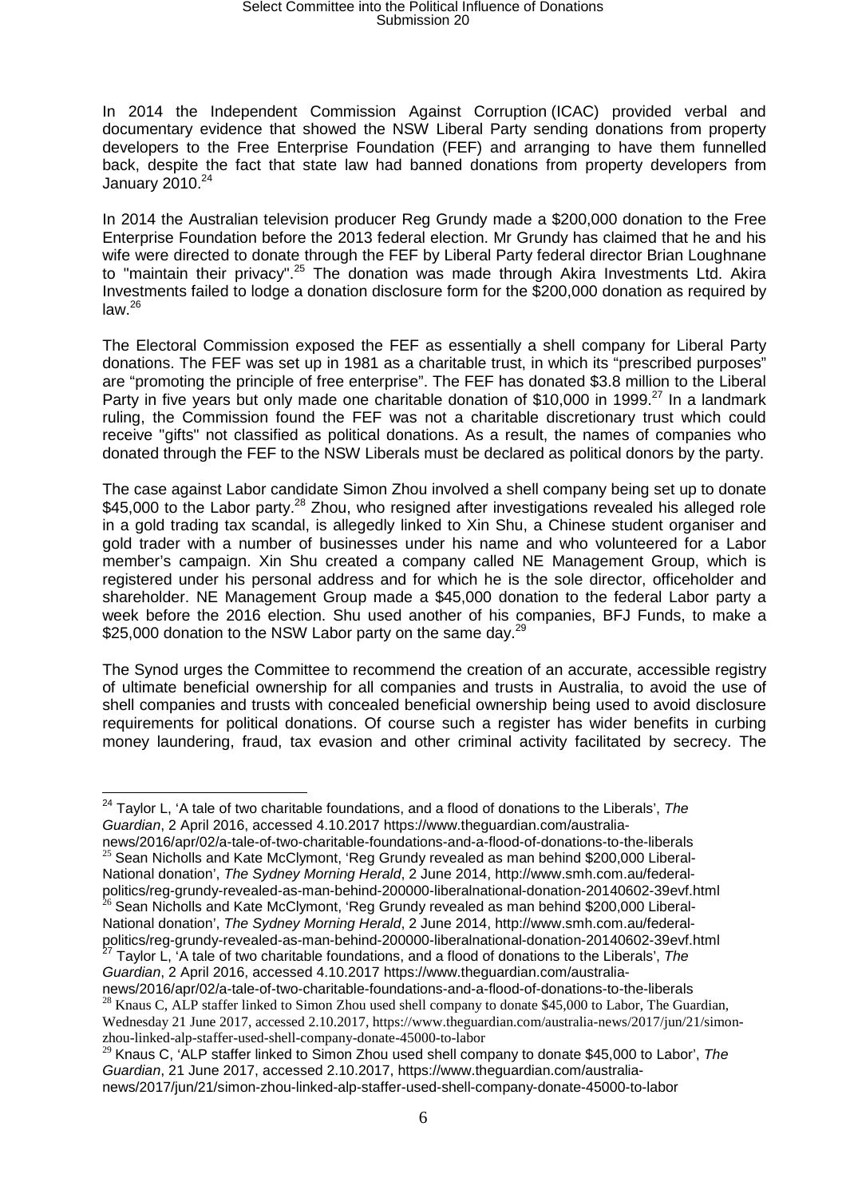In 2014 the Independent Commission Against Corruption (ICAC) provided verbal and documentary evidence that showed the NSW Liberal Party sending donations from property developers to the Free Enterprise Foundation (FEF) and arranging to have them funnelled back, despite the fact that state law had banned donations from property developers from January 2010.[24]

In 2014 the Australian television producer Reg Grundy made a $200,000 donation to the Free Enterprise Foundation before the 2013 federal election. Mr Grundy has claimed that he and his wife were directed to donate through the FEF by Liberal Party federal director Brian Loughnane to "maintain their privacy".[25] The donation was made through Akira Investments Ltd. Akira Investments failed to lodge a donation disclosure form for the $200,000 donation as required by law.[26]

The Electoral Commission exposed the FEF as essentially a shell company for Liberal Party donations. The FEF was set up in 1981 as a charitable trust, in which its "prescribed purposes" are "promoting the principle of free enterprise". The FEF has donated $3.8 million to the Liberal Party in five years but only made one charitable donation of $10,000 in 1999.[27] In a landmark ruling, the Commission found the FEF was not a charitable discretionary trust which could receive "gifts" not classified as political donations. As a result, the names of companies who donated through the FEF to the NSW Liberals must be declared as political donors by the party.

The case against Labor candidate Simon Zhou involved a shell company being set up to donate $45,000 to the Labor party.[28] Zhou, who resigned after investigations revealed his alleged role in a gold trading tax scandal, is allegedly linked to Xin Shu, a Chinese student organiser and gold trader with a number of businesses under his name and who volunteered for a Labor member's campaign. Xin Shu created a company called NE Management Group, which is registered under his personal address and for which he is the sole director, officeholder and shareholder. NE Management Group made a $45,000 donation to the federal Labor party a week before the 2016 election. Shu used another of his companies, BFJ Funds, to make a $25,000 donation to the NSW Labor party on the same day.[29]

The Synod urges the Committee to recommend the creation of an accurate, accessible registry of ultimate beneficial ownership for all companies and trusts in Australia, to avoid the use of shell companies and trusts with concealed beneficial ownership being used to avoid disclosure requirements for political donations. Of course such a register has wider benefits in curbing money laundering, fraud, tax evasion and other criminal activity facilitated by secrecy. The

---

[24] Taylor L, 'A tale of two charitable foundations, and a flood of donations to the Liberals', *The Guardian*, 2 April 2016, accessed 4.10.2017 https://www.theguardian.com/australia-news/2016/apr/02/a-tale-of-two-charitable-foundations-and-a-flood-of-donations-to-the-liberals

[25] Sean Nicholls and Kate McClymont, 'Reg Grundy revealed as man behind $200,000 Liberal-National donation', *The Sydney Morning Herald*, 2 June 2014, http://www.smh.com.au/federal-politics/reg-grundy-revealed-as-man-behind-200000-liberalnational-donation-20140602-39evf.html

[26] Sean Nicholls and Kate McClymont, 'Reg Grundy revealed as man behind $200,000 Liberal-National donation', *The Sydney Morning Herald*, 2 June 2014, http://www.smh.com.au/federal-politics/reg-grundy-revealed-as-man-behind-200000-liberalnational-donation-20140602-39evf.html

[27] Taylor L, 'A tale of two charitable foundations, and a flood of donations to the Liberals', *The Guardian*, 2 April 2016, accessed 4.10.2017 https://www.theguardian.com/australia-news/2016/apr/02/a-tale-of-two-charitable-foundations-and-a-flood-of-donations-to-the-liberals

[28] Knaus C, ALP staffer linked to Simon Zhou used shell company to donate $45,000 to Labor, The Guardian, Wednesday 21 June 2017, accessed 2.10.2017, https://www.theguardian.com/australia-news/2017/jun/21/simon-zhou-linked-alp-staffer-used-shell-company-donate-45000-to-labor

[29] Knaus C, 'ALP staffer linked to Simon Zhou used shell company to donate $45,000 to Labor', *The Guardian*, 21 June 2017, accessed 2.10.2017, https://www.theguardian.com/australia-news/2017/jun/21/simon-zhou-linked-alp-staffer-used-shell-company-donate-45000-to-labor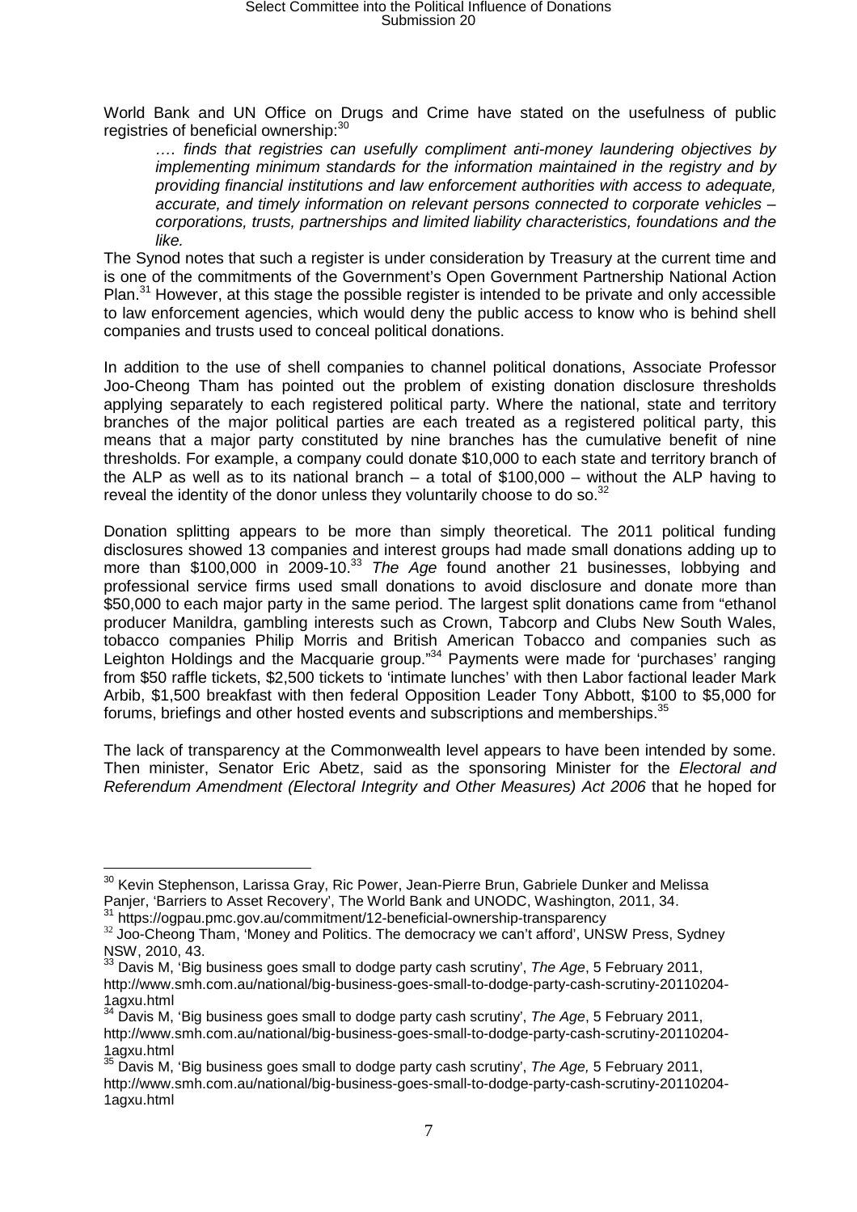World Bank and UN Office on Drugs and Crime have stated on the usefulness of public registries of beneficial ownership:[30]

> *…. finds that registries can usefully compliment anti-money laundering objectives by implementing minimum standards for the information maintained in the registry and by providing financial institutions and law enforcement authorities with access to adequate, accurate, and timely information on relevant persons connected to corporate vehicles – corporations, trusts, partnerships and limited liability characteristics, foundations and the like.*

The Synod notes that such a register is under consideration by Treasury at the current time and is one of the commitments of the Government's Open Government Partnership National Action Plan.[31] However, at this stage the possible register is intended to be private and only accessible to law enforcement agencies, which would deny the public access to know who is behind shell companies and trusts used to conceal political donations.

In addition to the use of shell companies to channel political donations, Associate Professor Joo-Cheong Tham has pointed out the problem of existing donation disclosure thresholds applying separately to each registered political party. Where the national, state and territory branches of the major political parties are each treated as a registered political party, this means that a major party constituted by nine branches has the cumulative benefit of nine thresholds. For example, a company could donate $10,000 to each state and territory branch of the ALP as well as to its national branch – a total of $100,000 – without the ALP having to reveal the identity of the donor unless they voluntarily choose to do so.[32]

Donation splitting appears to be more than simply theoretical. The 2011 political funding disclosures showed 13 companies and interest groups had made small donations adding up to more than $100,000 in 2009-10.[33] *The Age* found another 21 businesses, lobbying and professional service firms used small donations to avoid disclosure and donate more than $50,000 to each major party in the same period. The largest split donations came from "ethanol producer Manildra, gambling interests such as Crown, Tabcorp and Clubs New South Wales, tobacco companies Philip Morris and British American Tobacco and companies such as Leighton Holdings and the Macquarie group."[34] Payments were made for 'purchases' ranging from $50 raffle tickets, $2,500 tickets to 'intimate lunches' with then Labor factional leader Mark Arbib, $1,500 breakfast with then federal Opposition Leader Tony Abbott, $100 to $5,000 for forums, briefings and other hosted events and subscriptions and memberships.[35]

The lack of transparency at the Commonwealth level appears to have been intended by some. Then minister, Senator Eric Abetz, said as the sponsoring Minister for the *Electoral and Referendum Amendment (Electoral Integrity and Other Measures) Act 2006* that he hoped for

---

[30] Kevin Stephenson, Larissa Gray, Ric Power, Jean-Pierre Brun, Gabriele Dunker and Melissa Panjer, 'Barriers to Asset Recovery', The World Bank and UNODC, Washington, 2011, 34.

[31] https://ogpau.pmc.gov.au/commitment/12-beneficial-ownership-transparency

[32] Joo-Cheong Tham, 'Money and Politics. The democracy we can't afford', UNSW Press, Sydney NSW, 2010, 43.

[33] Davis M, 'Big business goes small to dodge party cash scrutiny', *The Age*, 5 February 2011, http://www.smh.com.au/national/big-business-goes-small-to-dodge-party-cash-scrutiny-20110204-1agxu.html

[34] Davis M, 'Big business goes small to dodge party cash scrutiny', *The Age*, 5 February 2011, http://www.smh.com.au/national/big-business-goes-small-to-dodge-party-cash-scrutiny-20110204-1agxu.html

[35] Davis M, 'Big business goes small to dodge party cash scrutiny', *The Age,* 5 February 2011, http://www.smh.com.au/national/big-business-goes-small-to-dodge-party-cash-scrutiny-20110204-1agxu.html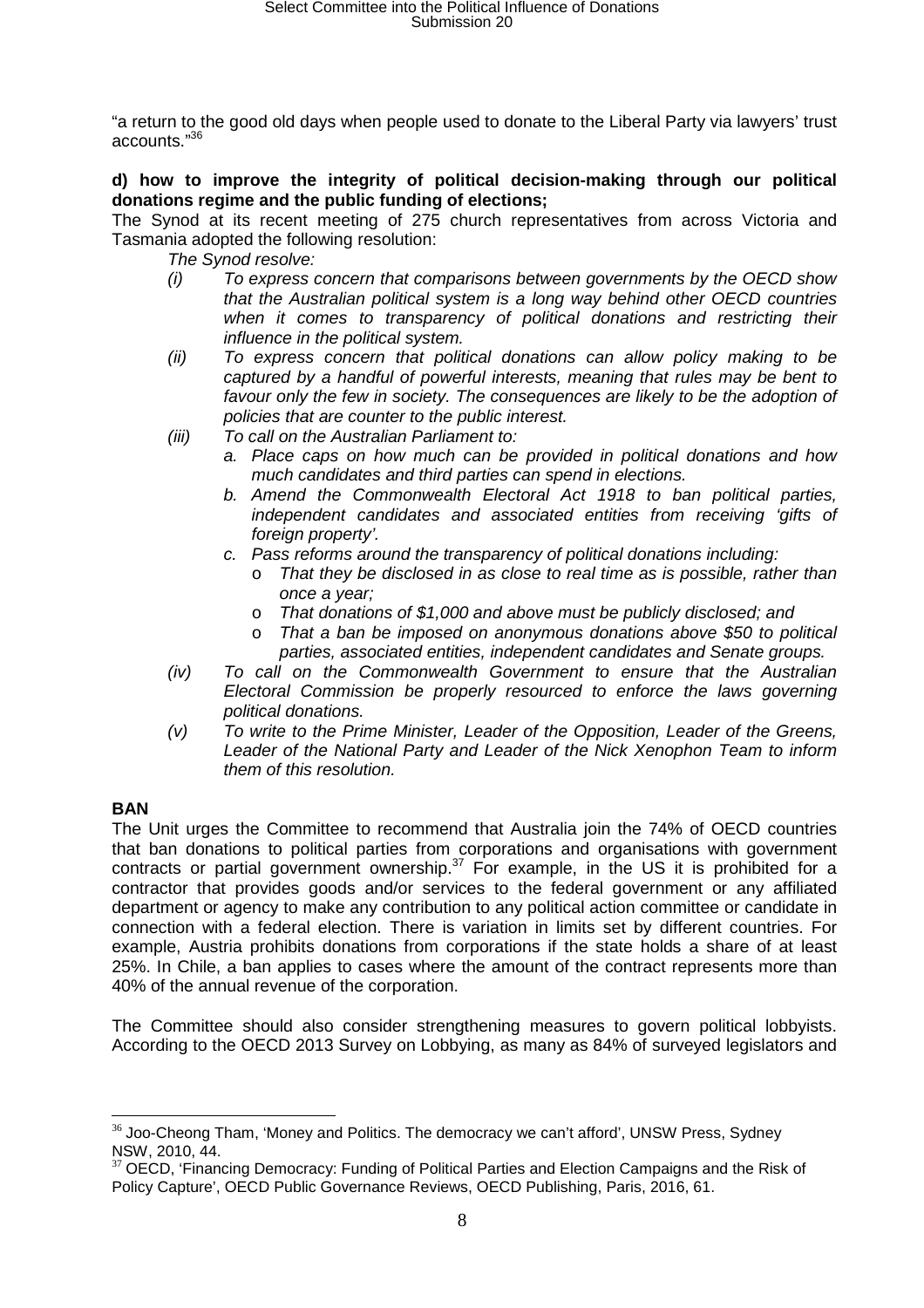"a return to the good old days when people used to donate to the Liberal Party via lawyers' trust accounts."[36]

**d) how to improve the integrity of political decision-making through our political donations regime and the public funding of elections;**

The Synod at its recent meeting of 275 church representatives from across Victoria and Tasmania adopted the following resolution:

*The Synod resolve:*

- *(i) To express concern that comparisons between governments by the OECD show that the Australian political system is a long way behind other OECD countries when it comes to transparency of political donations and restricting their influence in the political system.*
- *(ii) To express concern that political donations can allow policy making to be captured by a handful of powerful interests, meaning that rules may be bent to favour only the few in society. The consequences are likely to be the adoption of policies that are counter to the public interest.*
- *(iii) To call on the Australian Parliament to:*
  - *a. Place caps on how much can be provided in political donations and how much candidates and third parties can spend in elections.*
  - *b. Amend the Commonwealth Electoral Act 1918 to ban political parties, independent candidates and associated entities from receiving 'gifts of foreign property'.*
  - *c. Pass reforms around the transparency of political donations including:*
    - *That they be disclosed in as close to real time as is possible, rather than once a year;*
    - *That donations of $1,000 and above must be publicly disclosed; and*
    - *That a ban be imposed on anonymous donations above $50 to political parties, associated entities, independent candidates and Senate groups.*
- *(iv) To call on the Commonwealth Government to ensure that the Australian Electoral Commission be properly resourced to enforce the laws governing political donations.*
- *(v) To write to the Prime Minister, Leader of the Opposition, Leader of the Greens, Leader of the National Party and Leader of the Nick Xenophon Team to inform them of this resolution.*

**BAN**

The Unit urges the Committee to recommend that Australia join the 74% of OECD countries that ban donations to political parties from corporations and organisations with government contracts or partial government ownership.[37] For example, in the US it is prohibited for a contractor that provides goods and/or services to the federal government or any affiliated department or agency to make any contribution to any political action committee or candidate in connection with a federal election. There is variation in limits set by different countries. For example, Austria prohibits donations from corporations if the state holds a share of at least 25%. In Chile, a ban applies to cases where the amount of the contract represents more than 40% of the annual revenue of the corporation.

The Committee should also consider strengthening measures to govern political lobbyists. According to the OECD 2013 Survey on Lobbying, as many as 84% of surveyed legislators and

---

[36] Joo-Cheong Tham, 'Money and Politics. The democracy we can't afford', UNSW Press, Sydney NSW, 2010, 44.

[37] OECD, 'Financing Democracy: Funding of Political Parties and Election Campaigns and the Risk of Policy Capture', OECD Public Governance Reviews, OECD Publishing, Paris, 2016, 61.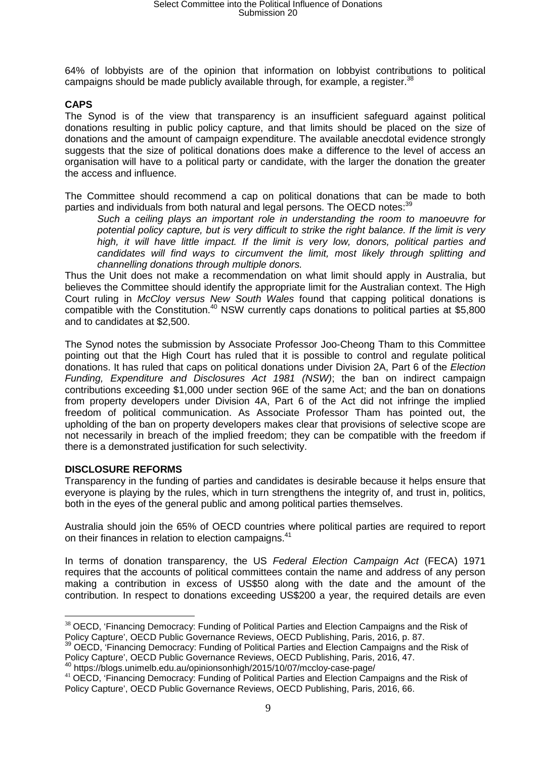64% of lobbyists are of the opinion that information on lobbyist contributions to political campaigns should be made publicly available through, for example, a register.[38]

**CAPS**

The Synod is of the view that transparency is an insufficient safeguard against political donations resulting in public policy capture, and that limits should be placed on the size of donations and the amount of campaign expenditure. The available anecdotal evidence strongly suggests that the size of political donations does make a difference to the level of access an organisation will have to a political party or candidate, with the larger the donation the greater the access and influence.

The Committee should recommend a cap on political donations that can be made to both parties and individuals from both natural and legal persons. The OECD notes:[39]

> *Such a ceiling plays an important role in understanding the room to manoeuvre for potential policy capture, but is very difficult to strike the right balance. If the limit is very high, it will have little impact. If the limit is very low, donors, political parties and candidates will find ways to circumvent the limit, most likely through splitting and channelling donations through multiple donors.*

Thus the Unit does not make a recommendation on what limit should apply in Australia, but believes the Committee should identify the appropriate limit for the Australian context. The High Court ruling in *McCloy versus New South Wales* found that capping political donations is compatible with the Constitution.[40] NSW currently caps donations to political parties at $5,800 and to candidates at $2,500.

The Synod notes the submission by Associate Professor Joo-Cheong Tham to this Committee pointing out that the High Court has ruled that it is possible to control and regulate political donations. It has ruled that caps on political donations under Division 2A, Part 6 of the *Election Funding, Expenditure and Disclosures Act 1981 (NSW)*; the ban on indirect campaign contributions exceeding $1,000 under section 96E of the same Act; and the ban on donations from property developers under Division 4A, Part 6 of the Act did not infringe the implied freedom of political communication. As Associate Professor Tham has pointed out, the upholding of the ban on property developers makes clear that provisions of selective scope are not necessarily in breach of the implied freedom; they can be compatible with the freedom if there is a demonstrated justification for such selectivity.

**DISCLOSURE REFORMS**

Transparency in the funding of parties and candidates is desirable because it helps ensure that everyone is playing by the rules, which in turn strengthens the integrity of, and trust in, politics, both in the eyes of the general public and among political parties themselves.

Australia should join the 65% of OECD countries where political parties are required to report on their finances in relation to election campaigns.[41]

In terms of donation transparency, the US *Federal Election Campaign Act* (FECA) 1971 requires that the accounts of political committees contain the name and address of any person making a contribution in excess of US$50 along with the date and the amount of the contribution. In respect to donations exceeding US$200 a year, the required details are even

---

[38] OECD, 'Financing Democracy: Funding of Political Parties and Election Campaigns and the Risk of Policy Capture', OECD Public Governance Reviews, OECD Publishing, Paris, 2016, p. 87.

[39] OECD, 'Financing Democracy: Funding of Political Parties and Election Campaigns and the Risk of Policy Capture', OECD Public Governance Reviews, OECD Publishing, Paris, 2016, 47.

[40] https://blogs.unimelb.edu.au/opinionsonhigh/2015/10/07/mccloy-case-page/

[41] OECD, 'Financing Democracy: Funding of Political Parties and Election Campaigns and the Risk of Policy Capture', OECD Public Governance Reviews, OECD Publishing, Paris, 2016, 66.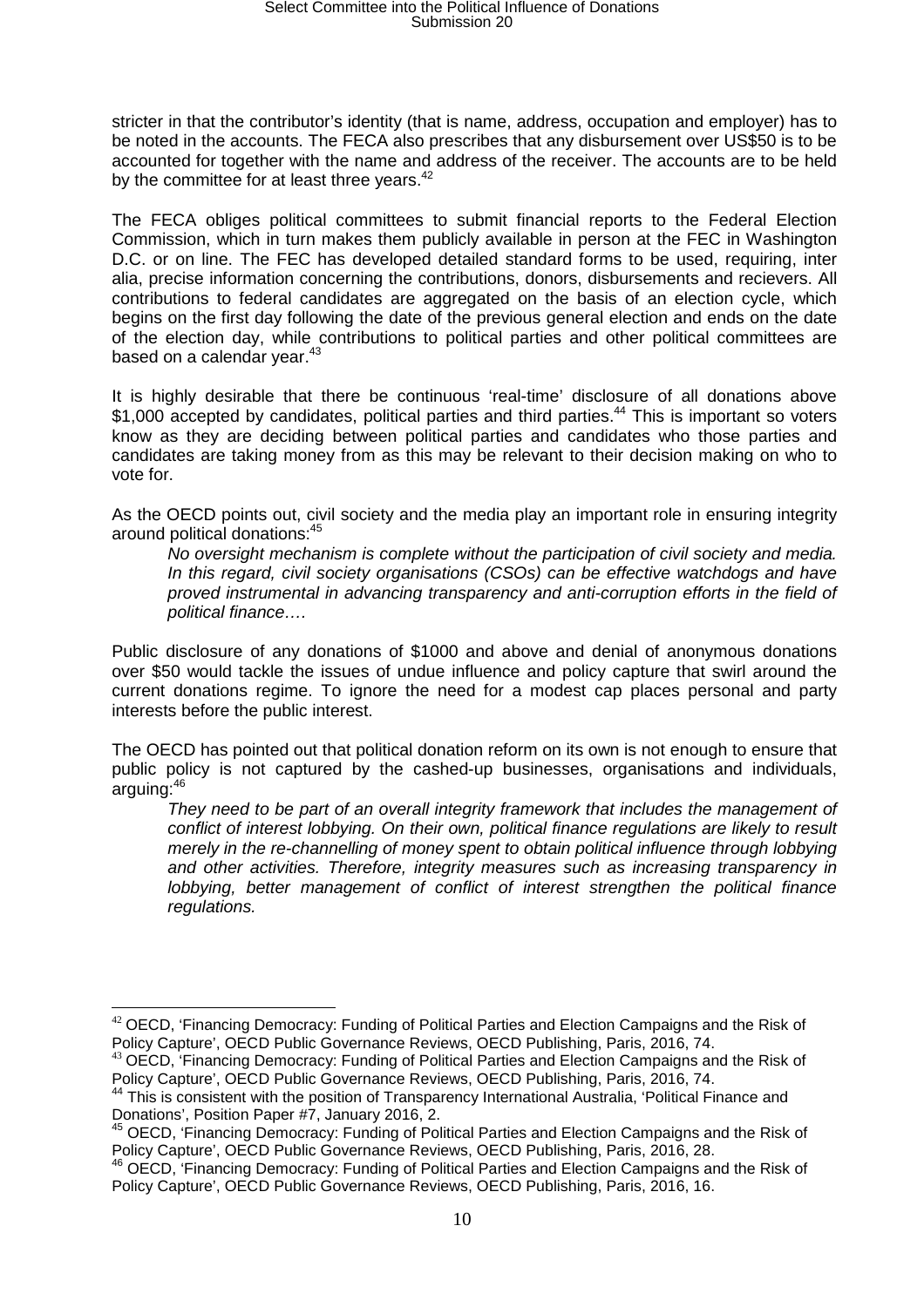stricter in that the contributor's identity (that is name, address, occupation and employer) has to be noted in the accounts. The FECA also prescribes that any disbursement over US$50 is to be accounted for together with the name and address of the receiver. The accounts are to be held by the committee for at least three years.[42]

The FECA obliges political committees to submit financial reports to the Federal Election Commission, which in turn makes them publicly available in person at the FEC in Washington D.C. or on line. The FEC has developed detailed standard forms to be used, requiring, inter alia, precise information concerning the contributions, donors, disbursements and recievers. All contributions to federal candidates are aggregated on the basis of an election cycle, which begins on the first day following the date of the previous general election and ends on the date of the election day, while contributions to political parties and other political committees are based on a calendar year.[43]

It is highly desirable that there be continuous 'real-time' disclosure of all donations above $1,000 accepted by candidates, political parties and third parties.[44] This is important so voters know as they are deciding between political parties and candidates who those parties and candidates are taking money from as this may be relevant to their decision making on who to vote for.

As the OECD points out, civil society and the media play an important role in ensuring integrity around political donations:[45]

> *No oversight mechanism is complete without the participation of civil society and media. In this regard, civil society organisations (CSOs) can be effective watchdogs and have proved instrumental in advancing transparency and anti-corruption efforts in the field of political finance….*

Public disclosure of any donations of $1000 and above and denial of anonymous donations over $50 would tackle the issues of undue influence and policy capture that swirl around the current donations regime. To ignore the need for a modest cap places personal and party interests before the public interest.

The OECD has pointed out that political donation reform on its own is not enough to ensure that public policy is not captured by the cashed-up businesses, organisations and individuals, arguing:[46]

> *They need to be part of an overall integrity framework that includes the management of conflict of interest lobbying. On their own, political finance regulations are likely to result merely in the re-channelling of money spent to obtain political influence through lobbying and other activities. Therefore, integrity measures such as increasing transparency in lobbying, better management of conflict of interest strengthen the political finance regulations.*

---

[42] OECD, 'Financing Democracy: Funding of Political Parties and Election Campaigns and the Risk of Policy Capture', OECD Public Governance Reviews, OECD Publishing, Paris, 2016, 74.

[43] OECD, 'Financing Democracy: Funding of Political Parties and Election Campaigns and the Risk of Policy Capture', OECD Public Governance Reviews, OECD Publishing, Paris, 2016, 74.

[44] This is consistent with the position of Transparency International Australia, 'Political Finance and Donations', Position Paper #7, January 2016, 2.

[45] OECD, 'Financing Democracy: Funding of Political Parties and Election Campaigns and the Risk of Policy Capture', OECD Public Governance Reviews, OECD Publishing, Paris, 2016, 28.

[46] OECD, 'Financing Democracy: Funding of Political Parties and Election Campaigns and the Risk of Policy Capture', OECD Public Governance Reviews, OECD Publishing, Paris, 2016, 16.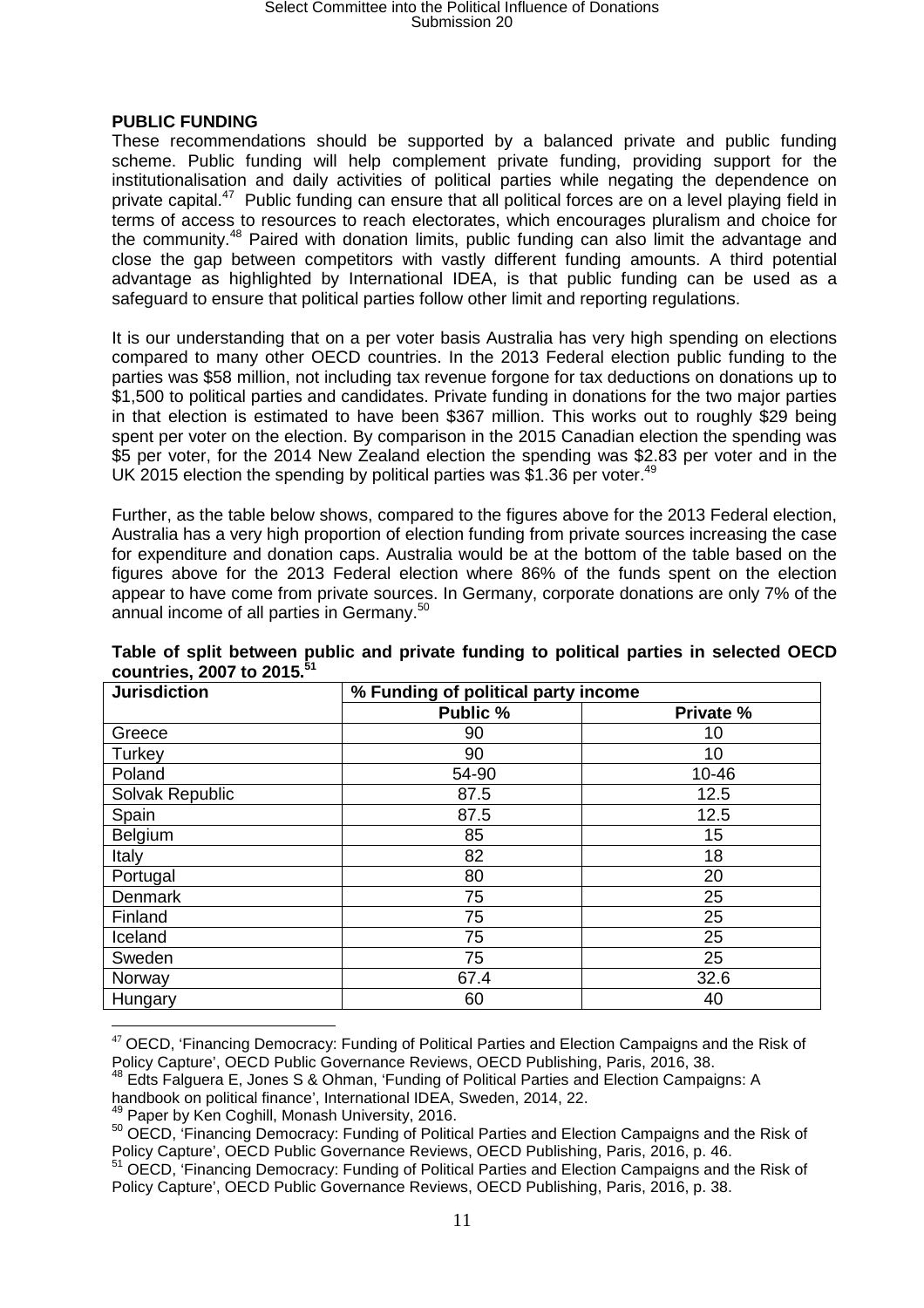**PUBLIC FUNDING**

These recommendations should be supported by a balanced private and public funding scheme. Public funding will help complement private funding, providing support for the institutionalisation and daily activities of political parties while negating the dependence on private capital.[47] Public funding can ensure that all political forces are on a level playing field in terms of access to resources to reach electorates, which encourages pluralism and choice for the community.[48] Paired with donation limits, public funding can also limit the advantage and close the gap between competitors with vastly different funding amounts. A third potential advantage as highlighted by International IDEA, is that public funding can be used as a safeguard to ensure that political parties follow other limit and reporting regulations.

It is our understanding that on a per voter basis Australia has very high spending on elections compared to many other OECD countries. In the 2013 Federal election public funding to the parties was $58 million, not including tax revenue forgone for tax deductions on donations up to $1,500 to political parties and candidates. Private funding in donations for the two major parties in that election is estimated to have been $367 million. This works out to roughly $29 being spent per voter on the election. By comparison in the 2015 Canadian election the spending was $5 per voter, for the 2014 New Zealand election the spending was $2.83 per voter and in the UK 2015 election the spending by political parties was $1.36 per voter.[49]

Further, as the table below shows, compared to the figures above for the 2013 Federal election, Australia has a very high proportion of election funding from private sources increasing the case for expenditure and donation caps. Australia would be at the bottom of the table based on the figures above for the 2013 Federal election where 86% of the funds spent on the election appear to have come from private sources. In Germany, corporate donations are only 7% of the annual income of all parties in Germany.[50]

**Table of split between public and private funding to political parties in selected OECD countries, 2007 to 2015.[51]**

| Jurisdiction | % Funding of political party income | |
|---|---|---|
| | Public % | Private % |
| Greece | 90 | 10 |
| Turkey | 90 | 10 |
| Poland | 54-90 | 10-46 |
| Solvak Republic | 87.5 | 12.5 |
| Spain | 87.5 | 12.5 |
| Belgium | 85 | 15 |
| Italy | 82 | 18 |
| Portugal | 80 | 20 |
| Denmark | 75 | 25 |
| Finland | 75 | 25 |
| Iceland | 75 | 25 |
| Sweden | 75 | 25 |
| Norway | 67.4 | 32.6 |
| Hungary | 60 | 40 |

[47] OECD, 'Financing Democracy: Funding of Political Parties and Election Campaigns and the Risk of Policy Capture', OECD Public Governance Reviews, OECD Publishing, Paris, 2016, 38.
[48] Edts Falguera E, Jones S & Ohman, 'Funding of Political Parties and Election Campaigns: A handbook on political finance', International IDEA, Sweden, 2014, 22.
[49] Paper by Ken Coghill, Monash University, 2016.
[50] OECD, 'Financing Democracy: Funding of Political Parties and Election Campaigns and the Risk of Policy Capture', OECD Public Governance Reviews, OECD Publishing, Paris, 2016, p. 46.
[51] OECD, 'Financing Democracy: Funding of Political Parties and Election Campaigns and the Risk of Policy Capture', OECD Public Governance Reviews, OECD Publishing, Paris, 2016, p. 38.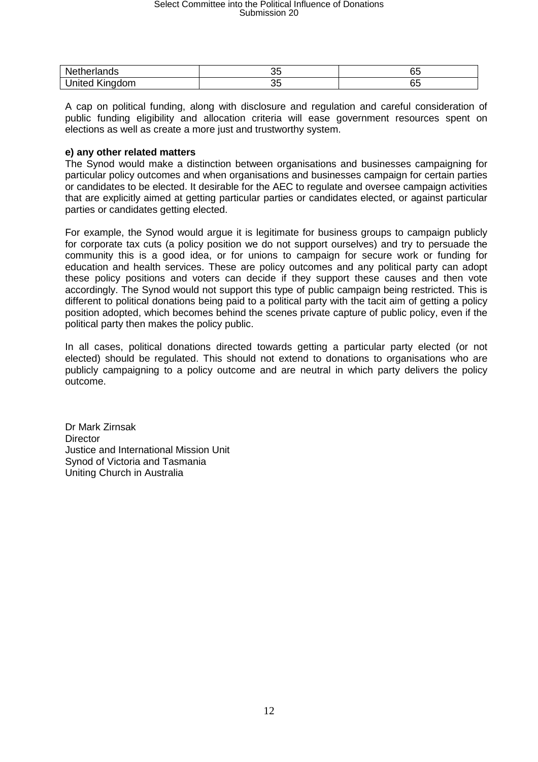| | | |
|---|---|---|
| Netherlands | 35 | 65 |
| United Kingdom | 35 | 65 |

A cap on political funding, along with disclosure and regulation and careful consideration of public funding eligibility and allocation criteria will ease government resources spent on elections as well as create a more just and trustworthy system.

**e) any other related matters**

The Synod would make a distinction between organisations and businesses campaigning for particular policy outcomes and when organisations and businesses campaign for certain parties or candidates to be elected. It desirable for the AEC to regulate and oversee campaign activities that are explicitly aimed at getting particular parties or candidates elected, or against particular parties or candidates getting elected.

For example, the Synod would argue it is legitimate for business groups to campaign publicly for corporate tax cuts (a policy position we do not support ourselves) and try to persuade the community this is a good idea, or for unions to campaign for secure work or funding for education and health services. These are policy outcomes and any political party can adopt these policy positions and voters can decide if they support these causes and then vote accordingly. The Synod would not support this type of public campaign being restricted. This is different to political donations being paid to a political party with the tacit aim of getting a policy position adopted, which becomes behind the scenes private capture of public policy, even if the political party then makes the policy public.

In all cases, political donations directed towards getting a particular party elected (or not elected) should be regulated. This should not extend to donations to organisations who are publicly campaigning to a policy outcome and are neutral in which party delivers the policy outcome.

Dr Mark Zirnsak
Director
Justice and International Mission Unit
Synod of Victoria and Tasmania
Uniting Church in Australia